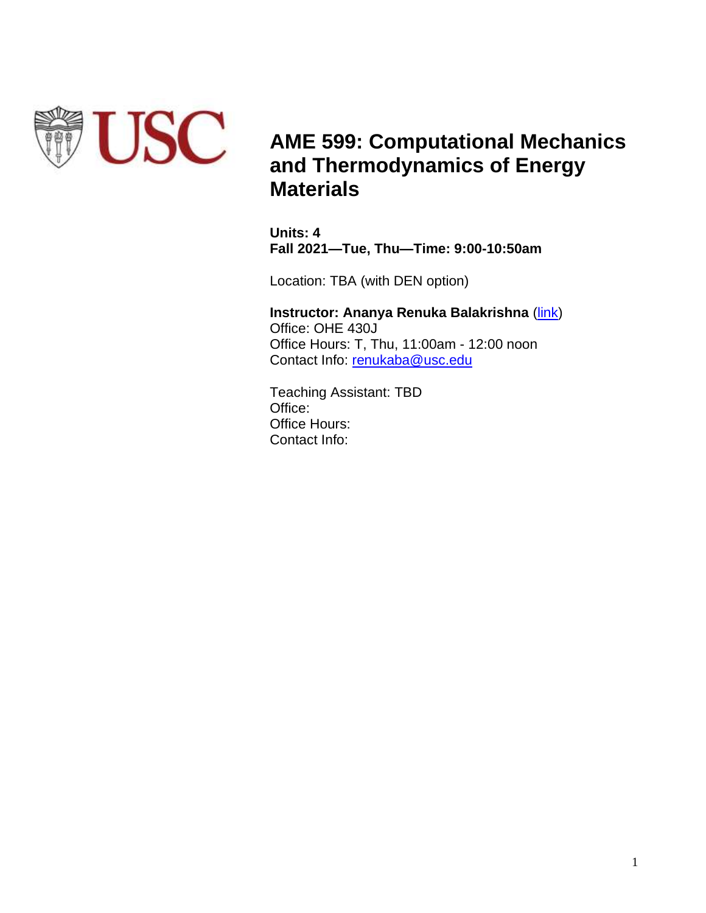# AME 599: Computational Mechanics and Thermodynamics of Energy Materials

**Units: 4**
**Fall 2021—Tue, Thu—Time: 9:00-10:50am**

Location: TBA (with DEN option)

**Instructor: Ananya Renuka Balakrishna** (link)
Office: OHE 430J
Office Hours: T, Thu, 11:00am - 12:00 noon
Contact Info: renukaba@usc.edu

Teaching Assistant: TBD
Office:
Office Hours:
Contact Info: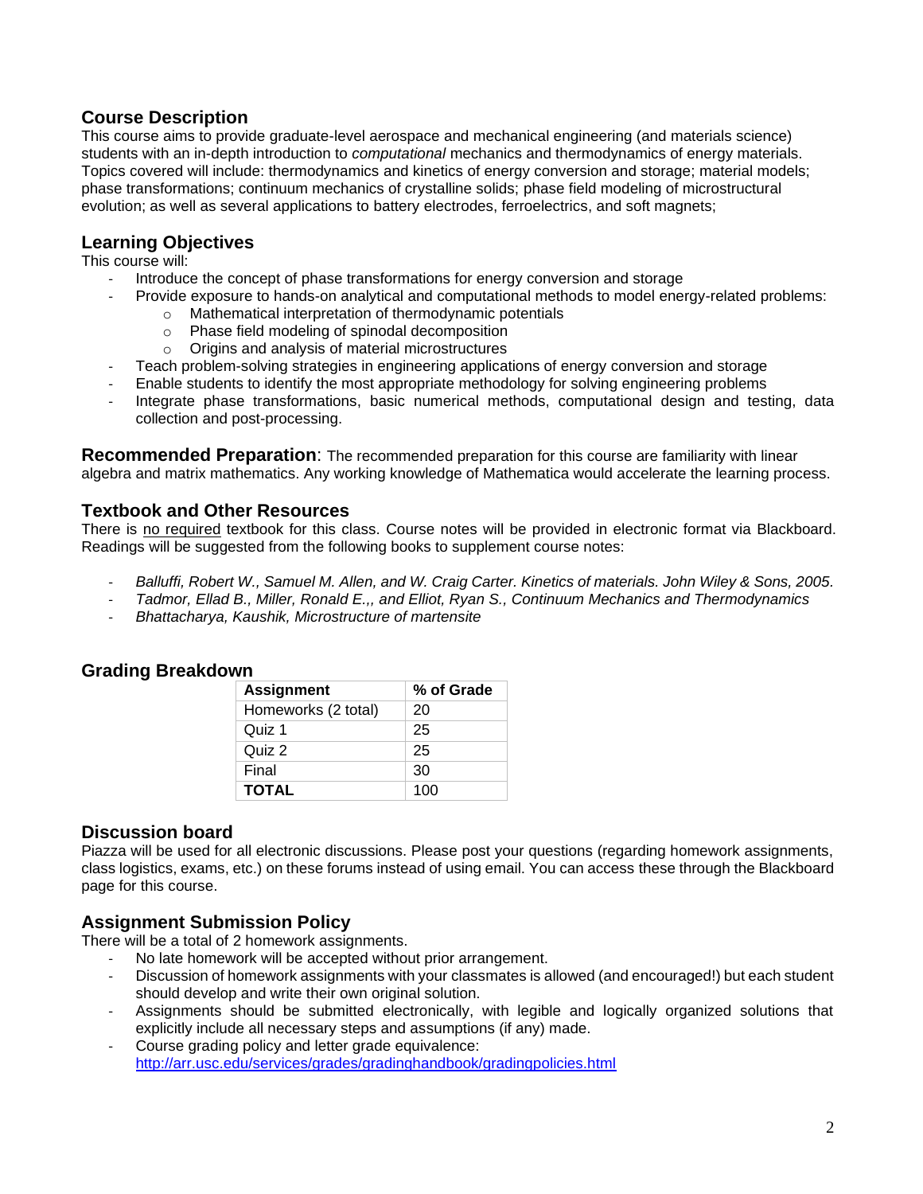## Course Description

This course aims to provide graduate-level aerospace and mechanical engineering (and materials science) students with an in-depth introduction to *computational* mechanics and thermodynamics of energy materials. Topics covered will include: thermodynamics and kinetics of energy conversion and storage; material models; phase transformations; continuum mechanics of crystalline solids; phase field modeling of microstructural evolution; as well as several applications to battery electrodes, ferroelectrics, and soft magnets;

## Learning Objectives

This course will:

- Introduce the concept of phase transformations for energy conversion and storage
- Provide exposure to hands-on analytical and computational methods to model energy-related problems:
  - Mathematical interpretation of thermodynamic potentials
  - Phase field modeling of spinodal decomposition
  - Origins and analysis of material microstructures
- Teach problem-solving strategies in engineering applications of energy conversion and storage
- Enable students to identify the most appropriate methodology for solving engineering problems
- Integrate phase transformations, basic numerical methods, computational design and testing, data collection and post-processing.

**Recommended Preparation**: The recommended preparation for this course are familiarity with linear algebra and matrix mathematics. Any working knowledge of Mathematica would accelerate the learning process.

## Textbook and Other Resources

There is no required textbook for this class. Course notes will be provided in electronic format via Blackboard. Readings will be suggested from the following books to supplement course notes:

- *Balluffi, Robert W., Samuel M. Allen, and W. Craig Carter. Kinetics of materials. John Wiley & Sons, 2005.*
- *Tadmor, Ellad B., Miller, Ronald E.,, and Elliot, Ryan S., Continuum Mechanics and Thermodynamics*
- *Bhattacharya, Kaushik, Microstructure of martensite*

## Grading Breakdown

| Assignment | % of Grade |
|---|---|
| Homeworks (2 total) | 20 |
| Quiz 1 | 25 |
| Quiz 2 | 25 |
| Final | 30 |
| **TOTAL** | 100 |

## Discussion board

Piazza will be used for all electronic discussions. Please post your questions (regarding homework assignments, class logistics, exams, etc.) on these forums instead of using email. You can access these through the Blackboard page for this course.

## Assignment Submission Policy

There will be a total of 2 homework assignments.

- No late homework will be accepted without prior arrangement.
- Discussion of homework assignments with your classmates is allowed (and encouraged!) but each student should develop and write their own original solution.
- Assignments should be submitted electronically, with legible and logically organized solutions that explicitly include all necessary steps and assumptions (if any) made.
- Course grading policy and letter grade equivalence: [http://arr.usc.edu/services/grades/gradinghandbook/gradingpolicies.html](http://arr.usc.edu/services/grades/gradinghandbook/gradingpolicies.html)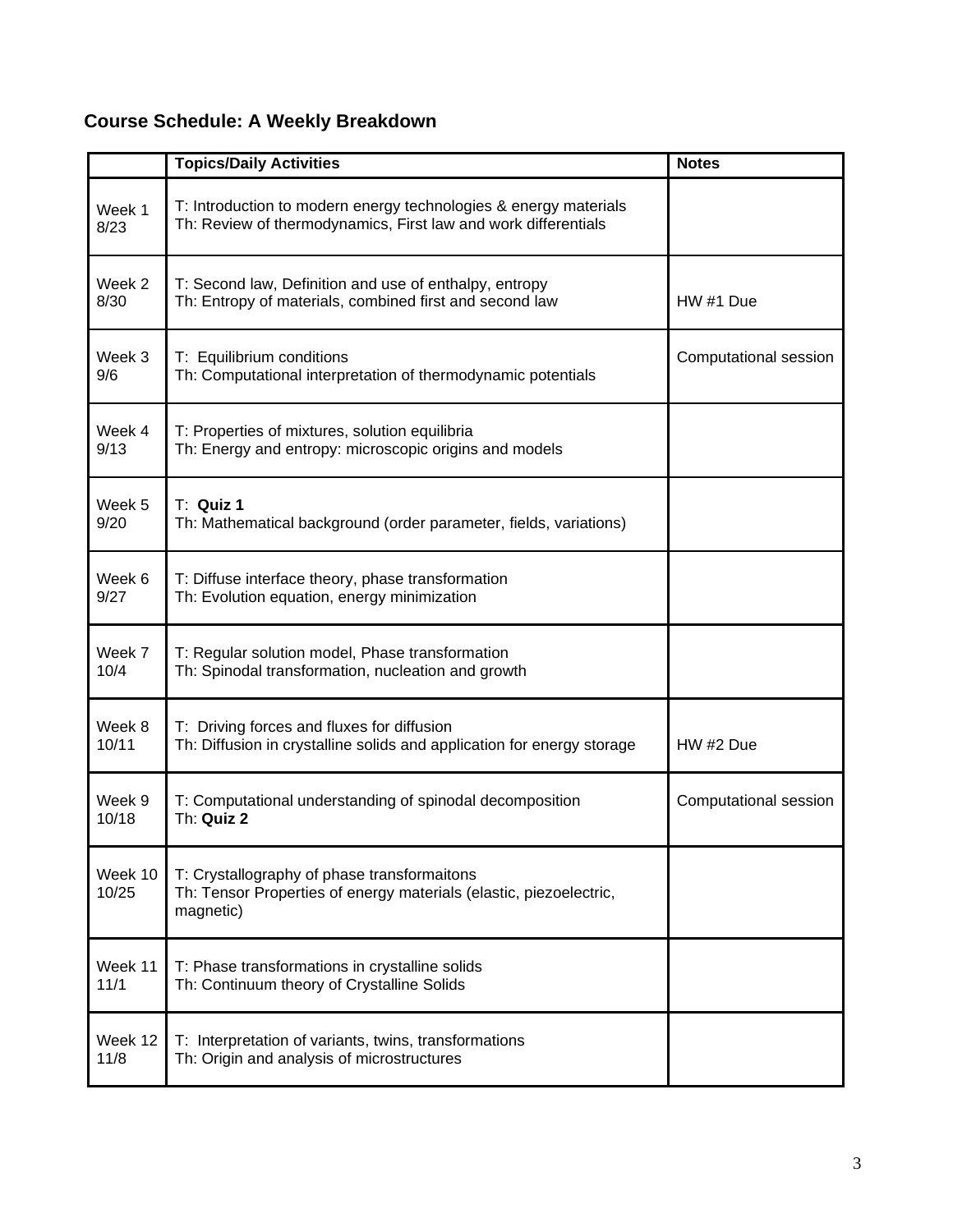## Course Schedule: A Weekly Breakdown

| | **Topics/Daily Activities** | **Notes** |
|---|---|---|
| Week 1<br>8/23 | T: Introduction to modern energy technologies & energy materials<br>Th: Review of thermodynamics, First law and work differentials | |
| Week 2<br>8/30 | T: Second law, Definition and use of enthalpy, entropy<br>Th: Entropy of materials, combined first and second law | HW #1 Due |
| Week 3<br>9/6 | T: Equilibrium conditions<br>Th: Computational interpretation of thermodynamic potentials | Computational session |
| Week 4<br>9/13 | T: Properties of mixtures, solution equilibria<br>Th: Energy and entropy: microscopic origins and models | |
| Week 5<br>9/20 | T: **Quiz 1**<br>Th: Mathematical background (order parameter, fields, variations) | |
| Week 6<br>9/27 | T: Diffuse interface theory, phase transformation<br>Th: Evolution equation, energy minimization | |
| Week 7<br>10/4 | T: Regular solution model, Phase transformation<br>Th: Spinodal transformation, nucleation and growth | |
| Week 8<br>10/11 | T: Driving forces and fluxes for diffusion<br>Th: Diffusion in crystalline solids and application for energy storage | HW #2 Due |
| Week 9<br>10/18 | T: Computational understanding of spinodal decomposition<br>Th: **Quiz 2** | Computational session |
| Week 10<br>10/25 | T: Crystallography of phase transformaitons<br>Th: Tensor Properties of energy materials (elastic, piezoelectric, magnetic) | |
| Week 11<br>11/1 | T: Phase transformations in crystalline solids<br>Th: Continuum theory of Crystalline Solids | |
| Week 12<br>11/8 | T: Interpretation of variants, twins, transformations<br>Th: Origin and analysis of microstructures | |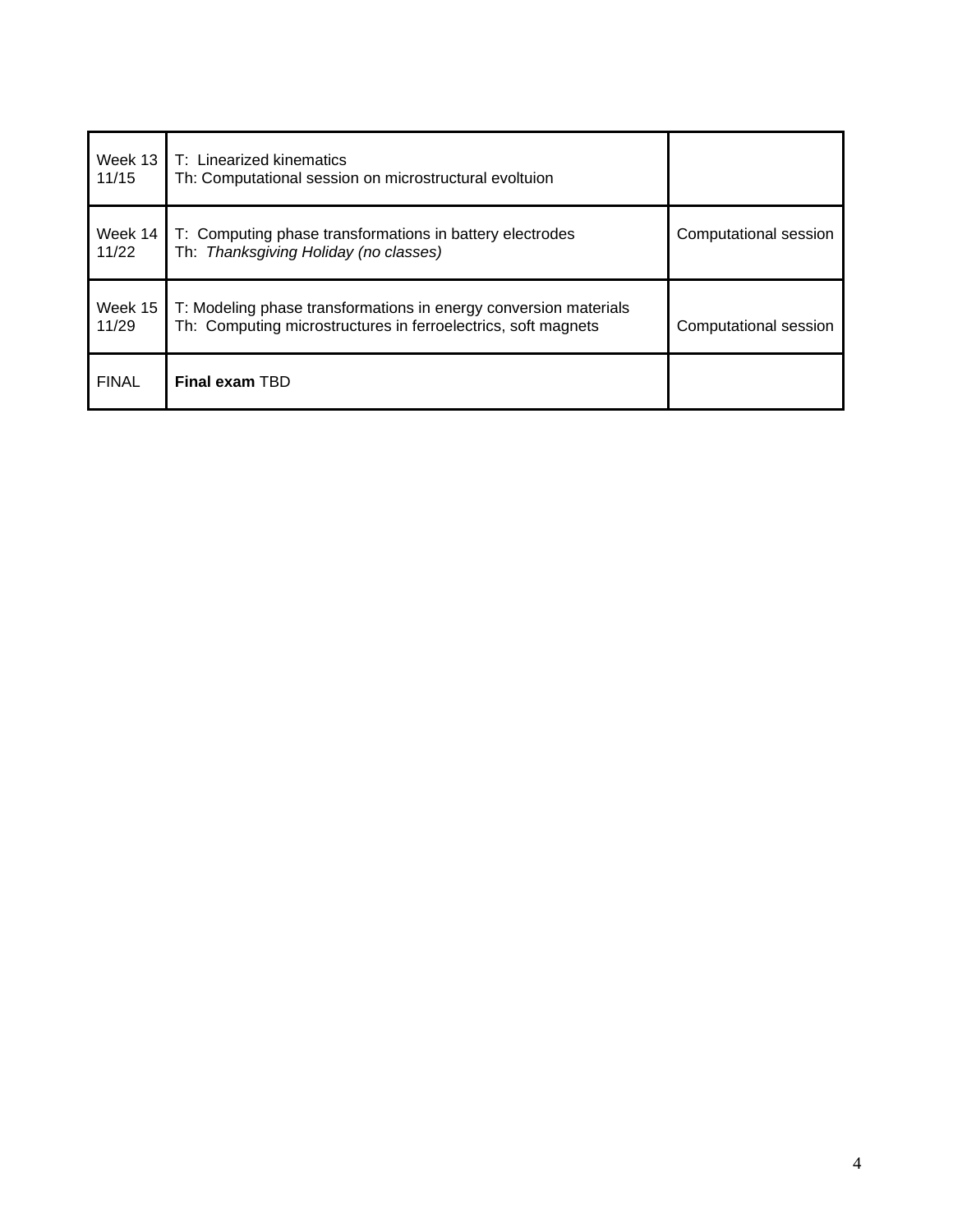| Week 13 11/15 | T: Linearized kinematics<br>Th: Computational session on microstructural evoltuion | |
|---|---|---|
| Week 14 11/22 | T: Computing phase transformations in battery electrodes<br>Th: *Thanksgiving Holiday (no classes)* | Computational session |
| Week 15 11/29 | T: Modeling phase transformations in energy conversion materials<br>Th: Computing microstructures in ferroelectrics, soft magnets | Computational session |
| FINAL | **Final exam** TBD | |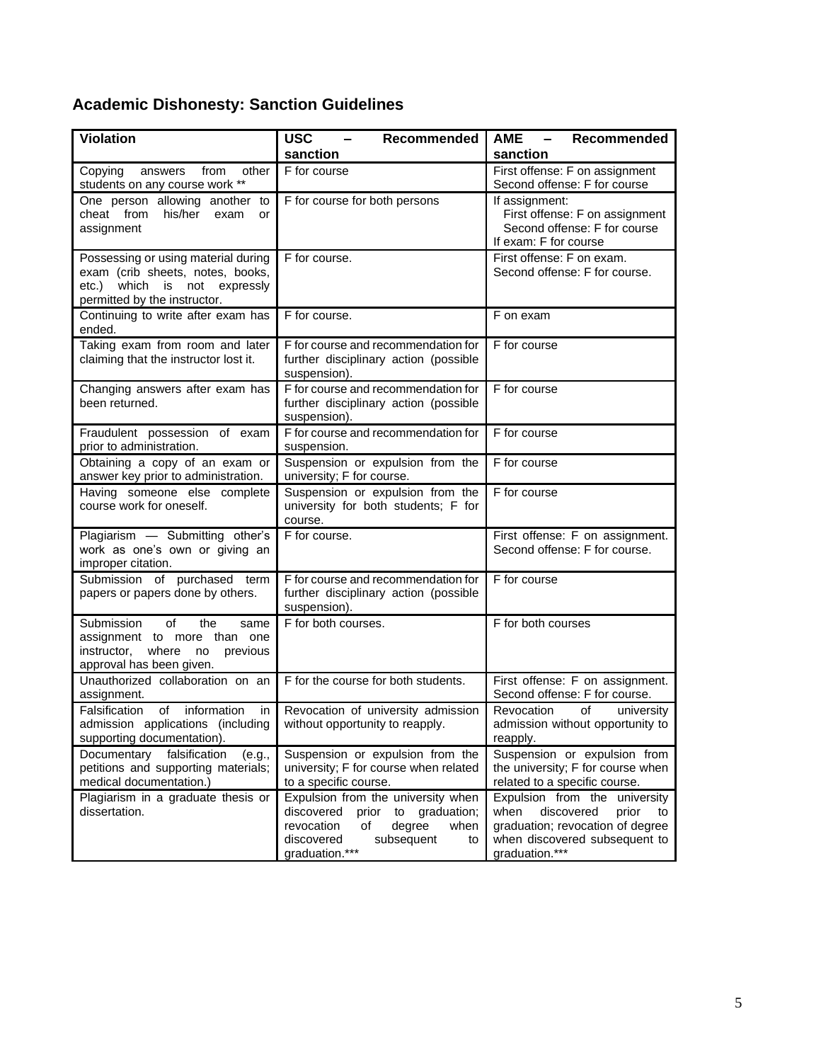## Academic Dishonesty: Sanction Guidelines

| Violation | USC – Recommended sanction | AME – Recommended sanction |
| --- | --- | --- |
| Copying answers from other students on any course work ** | F for course | First offense: F on assignment<br>Second offense: F for course |
| One person allowing another to cheat from his/her exam or assignment | F for course for both persons | If assignment:<br>First offense: F on assignment<br>Second offense: F for course<br>If exam: F for course |
| Possessing or using material during exam (crib sheets, notes, books, etc.) which is not expressly permitted by the instructor. | F for course. | First offense: F on exam.<br>Second offense: F for course. |
| Continuing to write after exam has ended. | F for course. | F on exam |
| Taking exam from room and later claiming that the instructor lost it. | F for course and recommendation for further disciplinary action (possible suspension). | F for course |
| Changing answers after exam has been returned. | F for course and recommendation for further disciplinary action (possible suspension). | F for course |
| Fraudulent possession of exam prior to administration. | F for course and recommendation for suspension. | F for course |
| Obtaining a copy of an exam or answer key prior to administration. | Suspension or expulsion from the university; F for course. | F for course |
| Having someone else complete course work for oneself. | Suspension or expulsion from the university for both students; F for course. | F for course |
| Plagiarism — Submitting other's work as one's own or giving an improper citation. | F for course. | First offense: F on assignment.<br>Second offense: F for course. |
| Submission of purchased term papers or papers done by others. | F for course and recommendation for further disciplinary action (possible suspension). | F for course |
| Submission of the same assignment to more than one instructor, where no previous approval has been given. | F for both courses. | F for both courses |
| Unauthorized collaboration on an assignment. | F for the course for both students. | First offense: F on assignment.<br>Second offense: F for course. |
| Falsification of information in admission applications (including supporting documentation). | Revocation of university admission without opportunity to reapply. | Revocation of university admission without opportunity to reapply. |
| Documentary falsification (e.g., petitions and supporting materials; medical documentation.) | Suspension or expulsion from the university; F for course when related to a specific course. | Suspension or expulsion from the university; F for course when related to a specific course. |
| Plagiarism in a graduate thesis or dissertation. | Expulsion from the university when discovered prior to graduation; revocation of degree when discovered subsequent to graduation.*** | Expulsion from the university when discovered prior to graduation; revocation of degree when discovered subsequent to graduation.*** |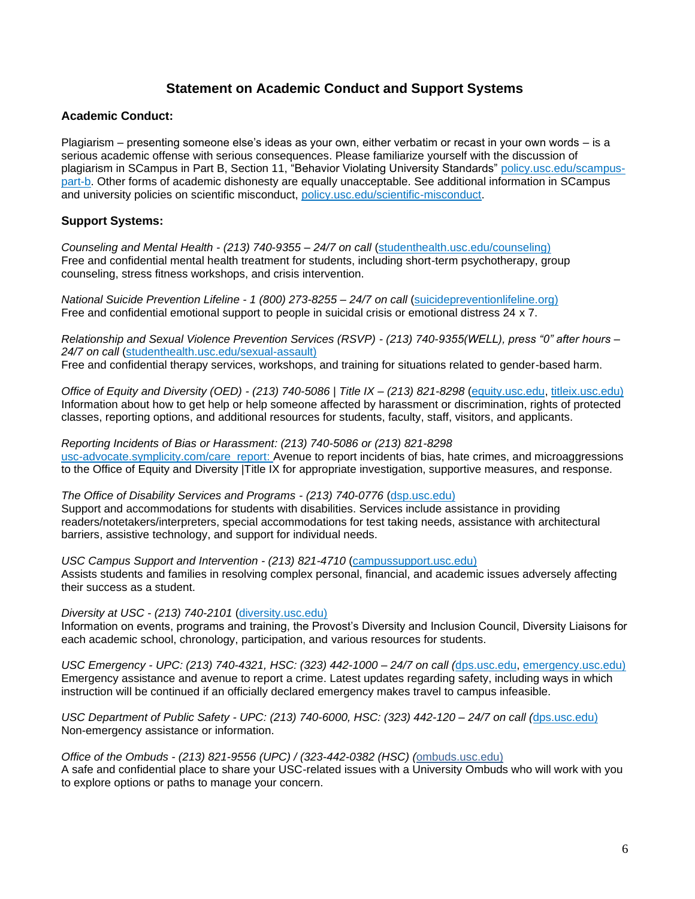## Statement on Academic Conduct and Support Systems

### Academic Conduct:

Plagiarism – presenting someone else's ideas as your own, either verbatim or recast in your own words – is a serious academic offense with serious consequences. Please familiarize yourself with the discussion of plagiarism in SCampus in Part B, Section 11, "Behavior Violating University Standards" policy.usc.edu/scampus-part-b. Other forms of academic dishonesty are equally unacceptable. See additional information in SCampus and university policies on scientific misconduct, policy.usc.edu/scientific-misconduct.

### Support Systems:

*Counseling and Mental Health - (213) 740-9355 – 24/7 on call* (studenthealth.usc.edu/counseling)
Free and confidential mental health treatment for students, including short-term psychotherapy, group counseling, stress fitness workshops, and crisis intervention.

*National Suicide Prevention Lifeline - 1 (800) 273-8255 – 24/7 on call* (suicidepreventionlifeline.org)
Free and confidential emotional support to people in suicidal crisis or emotional distress 24 x 7.

*Relationship and Sexual Violence Prevention Services (RSVP) - (213) 740-9355(WELL), press "0" after hours – 24/7 on call* (studenthealth.usc.edu/sexual-assault)
Free and confidential therapy services, workshops, and training for situations related to gender-based harm.

*Office of Equity and Diversity (OED) - (213) 740-5086 | Title IX – (213) 821-8298* (equity.usc.edu, titleix.usc.edu)
Information about how to get help or help someone affected by harassment or discrimination, rights of protected classes, reporting options, and additional resources for students, faculty, staff, visitors, and applicants.

*Reporting Incidents of Bias or Harassment: (213) 740-5086 or (213) 821-8298*
usc-advocate.symplicity.com/care_report: Avenue to report incidents of bias, hate crimes, and microaggressions to the Office of Equity and Diversity |Title IX for appropriate investigation, supportive measures, and response.

*The Office of Disability Services and Programs - (213) 740-0776* (dsp.usc.edu)
Support and accommodations for students with disabilities. Services include assistance in providing readers/notetakers/interpreters, special accommodations for test taking needs, assistance with architectural barriers, assistive technology, and support for individual needs.

*USC Campus Support and Intervention - (213) 821-4710* (campussupport.usc.edu)
Assists students and families in resolving complex personal, financial, and academic issues adversely affecting their success as a student.

*Diversity at USC - (213) 740-2101* (diversity.usc.edu)
Information on events, programs and training, the Provost's Diversity and Inclusion Council, Diversity Liaisons for each academic school, chronology, participation, and various resources for students.

*USC Emergency - UPC: (213) 740-4321, HSC: (323) 442-1000 – 24/7 on call* (dps.usc.edu, emergency.usc.edu)
Emergency assistance and avenue to report a crime. Latest updates regarding safety, including ways in which instruction will be continued if an officially declared emergency makes travel to campus infeasible.

*USC Department of Public Safety - UPC: (213) 740-6000, HSC: (323) 442-120 – 24/7 on call* (dps.usc.edu)
Non-emergency assistance or information.

*Office of the Ombuds - (213) 821-9556 (UPC) / (323-442-0382 (HSC)* (ombuds.usc.edu)
A safe and confidential place to share your USC-related issues with a University Ombuds who will work with you to explore options or paths to manage your concern.